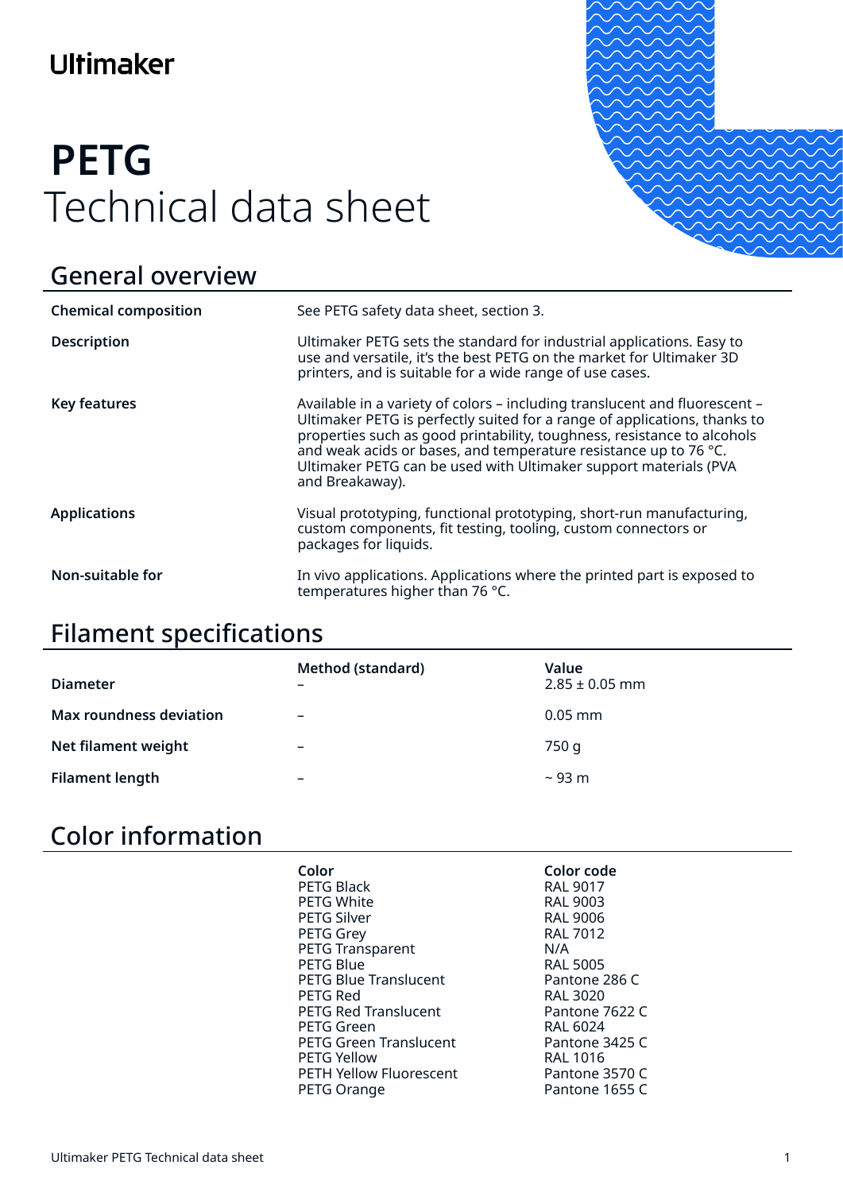Ultimaker

# PETG
Technical data sheet

## General overview

| | |
|---|---|
| **Chemical composition** | See PETG safety data sheet, section 3. |
| **Description** | Ultimaker PETG sets the standard for industrial applications. Easy to use and versatile, it's the best PETG on the market for Ultimaker 3D printers, and is suitable for a wide range of use cases. |
| **Key features** | Available in a variety of colors – including translucent and fluorescent – Ultimaker PETG is perfectly suited for a range of applications, thanks to properties such as good printability, toughness, resistance to alcohols and weak acids or bases, and temperature resistance up to 76 °C. Ultimaker PETG can be used with Ultimaker support materials (PVA and Breakaway). |
| **Applications** | Visual prototyping, functional prototyping, short-run manufacturing, custom components, fit testing, tooling, custom connectors or packages for liquids. |
| **Non-suitable for** | In vivo applications. Applications where the printed part is exposed to temperatures higher than 76 °C. |

## Filament specifications

| | Method (standard) | Value |
|---|---|---|
| **Diameter** | – | 2.85 ± 0.05 mm |
| **Max roundness deviation** | – | 0.05 mm |
| **Net filament weight** | – | 750 g |
| **Filament length** | – | ~ 93 m |

## Color information

| Color | Color code |
|---|---|
| PETG Black | RAL 9017 |
| PETG White | RAL 9003 |
| PETG Silver | RAL 9006 |
| PETG Grey | RAL 7012 |
| PETG Transparent | N/A |
| PETG Blue | RAL 5005 |
| PETG Blue Translucent | Pantone 286 C |
| PETG Red | RAL 3020 |
| PETG Red Translucent | Pantone 7622 C |
| PETG Green | RAL 6024 |
| PETG Green Translucent | Pantone 3425 C |
| PETG Yellow | RAL 1016 |
| PETH Yellow Fluorescent | Pantone 3570 C |
| PETG Orange | Pantone 1655 C |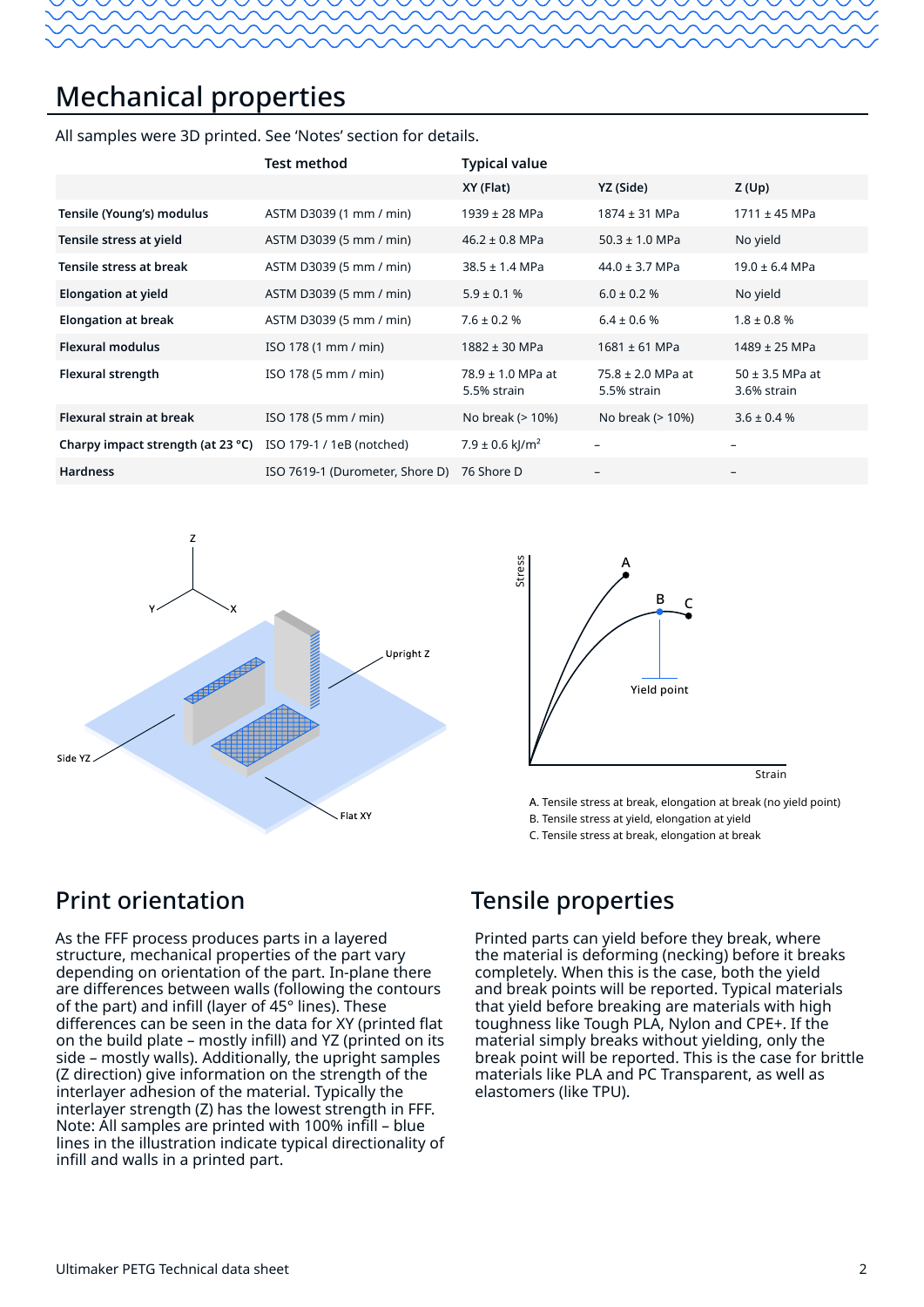## Mechanical properties

All samples were 3D printed. See 'Notes' section for details.

| | Test method | Typical value | | |
|---|---|---|---|---|
| | | XY (Flat) | YZ (Side) | Z (Up) |
| **Tensile (Young's) modulus** | ASTM D3039 (1 mm / min) | 1939 ± 28 MPa | 1874 ± 31 MPa | 1711 ± 45 MPa |
| **Tensile stress at yield** | ASTM D3039 (5 mm / min) | 46.2 ± 0.8 MPa | 50.3 ± 1.0 MPa | No yield |
| **Tensile stress at break** | ASTM D3039 (5 mm / min) | 38.5 ± 1.4 MPa | 44.0 ± 3.7 MPa | 19.0 ± 6.4 MPa |
| **Elongation at yield** | ASTM D3039 (5 mm / min) | 5.9 ± 0.1 % | 6.0 ± 0.2 % | No yield |
| **Elongation at break** | ASTM D3039 (5 mm / min) | 7.6 ± 0.2 % | 6.4 ± 0.6 % | 1.8 ± 0.8 % |
| **Flexural modulus** | ISO 178 (1 mm / min) | 1882 ± 30 MPa | 1681 ± 61 MPa | 1489 ± 25 MPa |
| **Flexural strength** | ISO 178 (5 mm / min) | 78.9 ± 1.0 MPa at 5.5% strain | 75.8 ± 2.0 MPa at 5.5% strain | 50 ± 3.5 MPa at 3.6% strain |
| **Flexural strain at break** | ISO 178 (5 mm / min) | No break (> 10%) | No break (> 10%) | 3.6 ± 0.4 % |
| **Charpy impact strength (at 23 °C)** | ISO 179-1 / 1eB (notched) | 7.9 ± 0.6 kJ/m² | – | – |
| **Hardness** | ISO 7619-1 (Durometer, Shore D) | 76 Shore D | – | – |

A. Tensile stress at break, elongation at break (no yield point)
B. Tensile stress at yield, elongation at yield
C. Tensile stress at break, elongation at break

## Print orientation

As the FFF process produces parts in a layered structure, mechanical properties of the part vary depending on orientation of the part. In-plane there are differences between walls (following the contours of the part) and infill (layer of 45° lines). These differences can be seen in the data for XY (printed flat on the build plate – mostly infill) and YZ (printed on its side – mostly walls). Additionally, the upright samples (Z direction) give information on the strength of the interlayer adhesion of the material. Typically the interlayer strength (Z) has the lowest strength in FFF. Note: All samples are printed with 100% infill – blue lines in the illustration indicate typical directionality of infill and walls in a printed part.

## Tensile properties

Printed parts can yield before they break, where the material is deforming (necking) before it breaks completely. When this is the case, both the yield and break points will be reported. Typical materials that yield before breaking are materials with high toughness like Tough PLA, Nylon and CPE+. If the material simply breaks without yielding, only the break point will be reported. This is the case for brittle materials like PLA and PC Transparent, as well as elastomers (like TPU).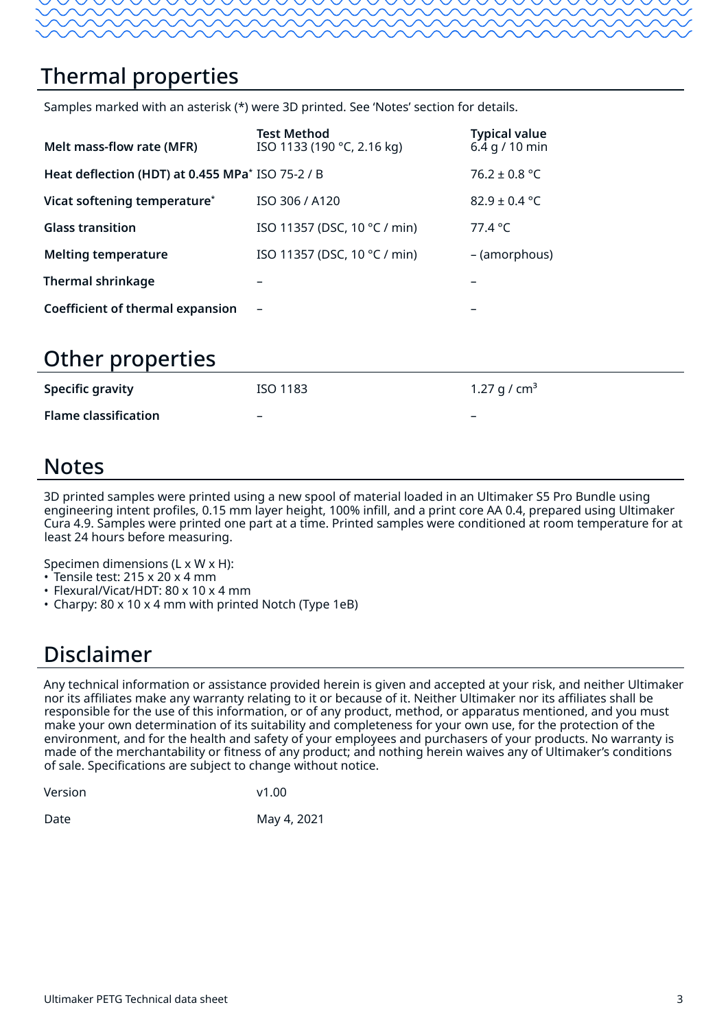## Thermal properties

Samples marked with an asterisk (*) were 3D printed. See 'Notes' section for details.

| | Test Method | Typical value |
|---|---|---|
| **Melt mass-flow rate (MFR)** | ISO 1133 (190 °C, 2.16 kg) | 6.4 g / 10 min |
| **Heat deflection (HDT) at 0.455 MPa*** | ISO 75-2 / B | 76.2 ± 0.8 °C |
| **Vicat softening temperature*** | ISO 306 / A120 | 82.9 ± 0.4 °C |
| **Glass transition** | ISO 11357 (DSC, 10 °C / min) | 77.4 °C |
| **Melting temperature** | ISO 11357 (DSC, 10 °C / min) | – (amorphous) |
| **Thermal shrinkage** | – | – |
| **Coefficient of thermal expansion** | – | – |

## Other properties

| | | |
|---|---|---|
| **Specific gravity** | ISO 1183 | 1.27 g / $cm^3$ |
| **Flame classification** | – | – |

## Notes

3D printed samples were printed using a new spool of material loaded in an Ultimaker S5 Pro Bundle using engineering intent profiles, 0.15 mm layer height, 100% infill, and a print core AA 0.4, prepared using Ultimaker Cura 4.9. Samples were printed one part at a time. Printed samples were conditioned at room temperature for at least 24 hours before measuring.

Specimen dimensions (L x W x H):

- Tensile test: 215 x 20 x 4 mm
- Flexural/Vicat/HDT: 80 x 10 x 4 mm
- Charpy: 80 x 10 x 4 mm with printed Notch (Type 1eB)

## Disclaimer

Any technical information or assistance provided herein is given and accepted at your risk, and neither Ultimaker nor its affiliates make any warranty relating to it or because of it. Neither Ultimaker nor its affiliates shall be responsible for the use of this information, or of any product, method, or apparatus mentioned, and you must make your own determination of its suitability and completeness for your own use, for the protection of the environment, and for the health and safety of your employees and purchasers of your products. No warranty is made of the merchantability or fitness of any product; and nothing herein waives any of Ultimaker's conditions of sale. Specifications are subject to change without notice.

| | |
|---|---|
| Version | v1.00 |
| Date | May 4, 2021 |